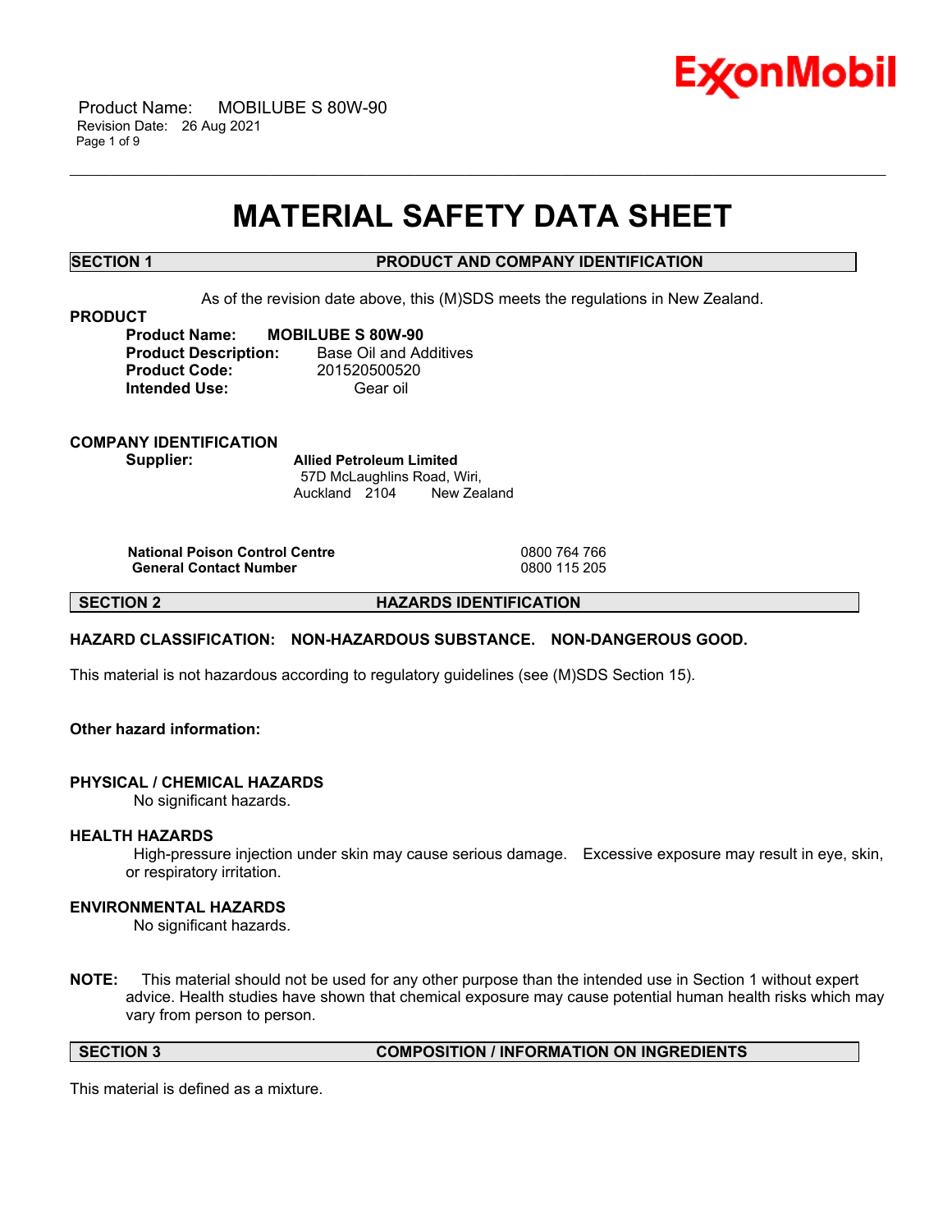# MATERIAL SAFETY DATA SHEET

## SECTION 1 PRODUCT AND COMPANY IDENTIFICATION

As of the revision date above, this (M)SDS meets the regulations in New Zealand.

**PRODUCT**

**Product Name:** **MOBILUBE S 80W-90**
**Product Description:** Base Oil and Additives
**Product Code:** 201520500520
**Intended Use:** Gear oil

**COMPANY IDENTIFICATION**

**Supplier:** **Allied Petroleum Limited**
57D McLaughlins Road, Wiri,
Auckland 2104 New Zealand

| | |
|---|---|
| **National Poison Control Centre** | 0800 764 766 |
| **General Contact Number** | 0800 115 205 |

## SECTION 2 HAZARDS IDENTIFICATION

**HAZARD CLASSIFICATION: NON-HAZARDOUS SUBSTANCE. NON-DANGEROUS GOOD.**

This material is not hazardous according to regulatory guidelines (see (M)SDS Section 15).

**Other hazard information:**

**PHYSICAL / CHEMICAL HAZARDS**
No significant hazards.

**HEALTH HAZARDS**
High-pressure injection under skin may cause serious damage. Excessive exposure may result in eye, skin, or respiratory irritation.

**ENVIRONMENTAL HAZARDS**
No significant hazards.

**NOTE:** This material should not be used for any other purpose than the intended use in Section 1 without expert advice. Health studies have shown that chemical exposure may cause potential human health risks which may vary from person to person.

## SECTION 3 COMPOSITION / INFORMATION ON INGREDIENTS

This material is defined as a mixture.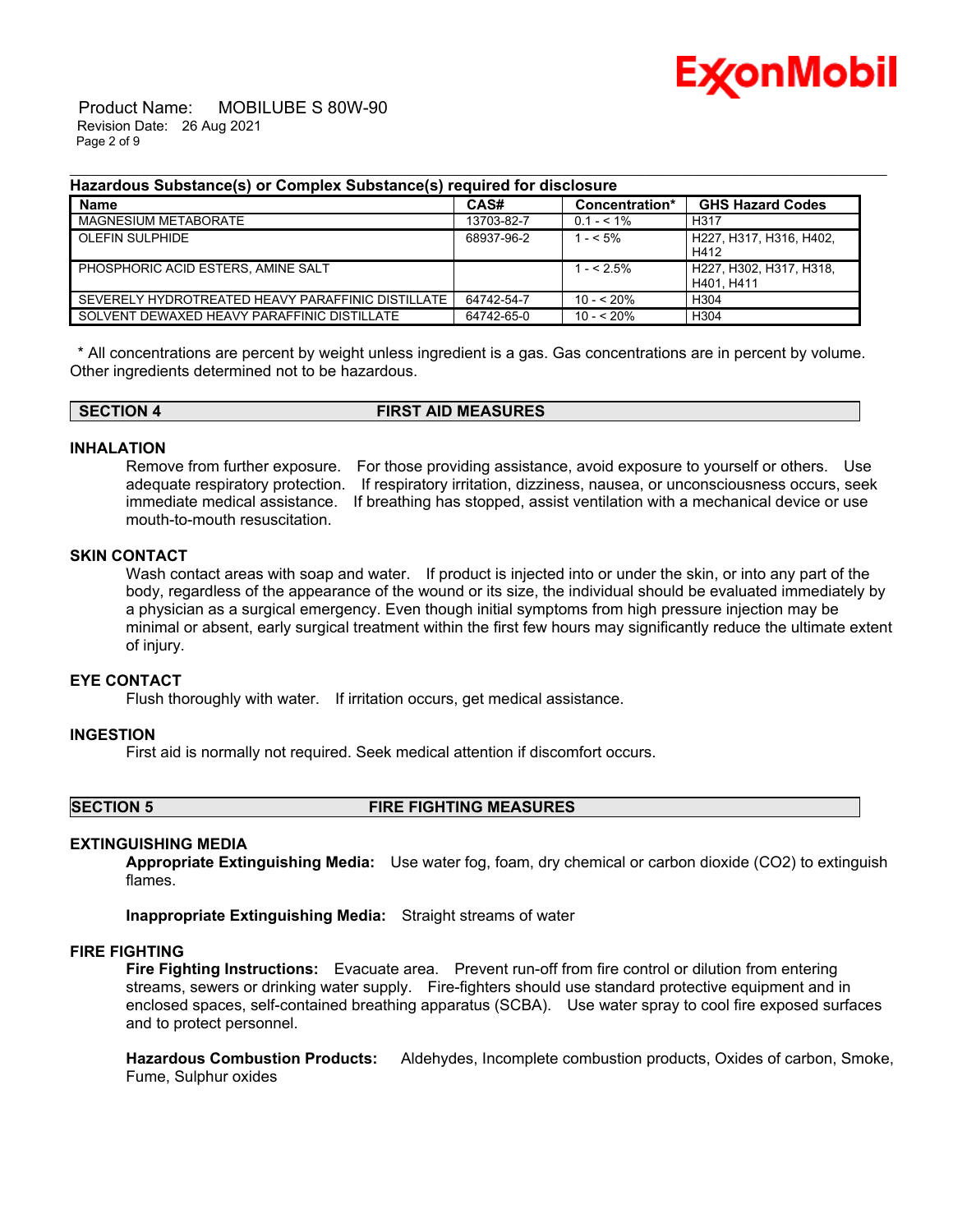**Hazardous Substance(s) or Complex Substance(s) required for disclosure**

| Name | CAS# | Concentration* | GHS Hazard Codes |
|---|---|---|---|
| MAGNESIUM METABORATE | 13703-82-7 | 0.1 - < 1% | H317 |
| OLEFIN SULPHIDE | 68937-96-2 | 1 - < 5% | H227, H317, H316, H402, H412 |
| PHOSPHORIC ACID ESTERS, AMINE SALT | | 1 - < 2.5% | H227, H302, H317, H318, H401, H411 |
| SEVERELY HYDROTREATED HEAVY PARAFFINIC DISTILLATE | 64742-54-7 | 10 - < 20% | H304 |
| SOLVENT DEWAXED HEAVY PARAFFINIC DISTILLATE | 64742-65-0 | 10 - < 20% | H304 |

* All concentrations are percent by weight unless ingredient is a gas. Gas concentrations are in percent by volume.
Other ingredients determined not to be hazardous.

## SECTION 4 FIRST AID MEASURES

### INHALATION

Remove from further exposure. For those providing assistance, avoid exposure to yourself or others. Use adequate respiratory protection. If respiratory irritation, dizziness, nausea, or unconsciousness occurs, seek immediate medical assistance. If breathing has stopped, assist ventilation with a mechanical device or use mouth-to-mouth resuscitation.

### SKIN CONTACT

Wash contact areas with soap and water. If product is injected into or under the skin, or into any part of the body, regardless of the appearance of the wound or its size, the individual should be evaluated immediately by a physician as a surgical emergency. Even though initial symptoms from high pressure injection may be minimal or absent, early surgical treatment within the first few hours may significantly reduce the ultimate extent of injury.

### EYE CONTACT

Flush thoroughly with water. If irritation occurs, get medical assistance.

### INGESTION

First aid is normally not required. Seek medical attention if discomfort occurs.

## SECTION 5 FIRE FIGHTING MEASURES

### EXTINGUISHING MEDIA

**Appropriate Extinguishing Media:** Use water fog, foam, dry chemical or carbon dioxide ($CO_2$) to extinguish flames.

**Inappropriate Extinguishing Media:** Straight streams of water

### FIRE FIGHTING

**Fire Fighting Instructions:** Evacuate area. Prevent run-off from fire control or dilution from entering streams, sewers or drinking water supply. Fire-fighters should use standard protective equipment and in enclosed spaces, self-contained breathing apparatus (SCBA). Use water spray to cool fire exposed surfaces and to protect personnel.

**Hazardous Combustion Products:** Aldehydes, Incomplete combustion products, Oxides of carbon, Smoke, Fume, Sulphur oxides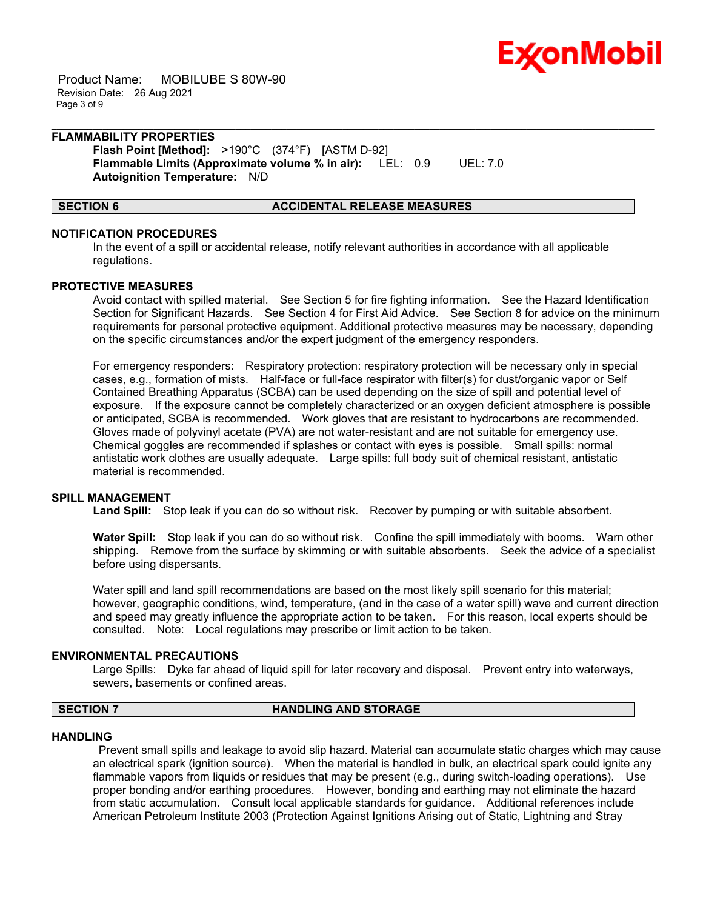### FLAMMABILITY PROPERTIES

**Flash Point [Method]:** >190°C (374°F) [ASTM D-92]
**Flammable Limits (Approximate volume % in air):** LEL: 0.9 UEL: 7.0
**Autoignition Temperature:** N/D

## SECTION 6 ACCIDENTAL RELEASE MEASURES

### NOTIFICATION PROCEDURES

In the event of a spill or accidental release, notify relevant authorities in accordance with all applicable regulations.

### PROTECTIVE MEASURES

Avoid contact with spilled material. See Section 5 for fire fighting information. See the Hazard Identification Section for Significant Hazards. See Section 4 for First Aid Advice. See Section 8 for advice on the minimum requirements for personal protective equipment. Additional protective measures may be necessary, depending on the specific circumstances and/or the expert judgment of the emergency responders.

For emergency responders: Respiratory protection: respiratory protection will be necessary only in special cases, e.g., formation of mists. Half-face or full-face respirator with filter(s) for dust/organic vapor or Self Contained Breathing Apparatus (SCBA) can be used depending on the size of spill and potential level of exposure. If the exposure cannot be completely characterized or an oxygen deficient atmosphere is possible or anticipated, SCBA is recommended. Work gloves that are resistant to hydrocarbons are recommended. Gloves made of polyvinyl acetate (PVA) are not water-resistant and are not suitable for emergency use. Chemical goggles are recommended if splashes or contact with eyes is possible. Small spills: normal antistatic work clothes are usually adequate. Large spills: full body suit of chemical resistant, antistatic material is recommended.

### SPILL MANAGEMENT

**Land Spill:** Stop leak if you can do so without risk. Recover by pumping or with suitable absorbent.

**Water Spill:** Stop leak if you can do so without risk. Confine the spill immediately with booms. Warn other shipping. Remove from the surface by skimming or with suitable absorbents. Seek the advice of a specialist before using dispersants.

Water spill and land spill recommendations are based on the most likely spill scenario for this material; however, geographic conditions, wind, temperature, (and in the case of a water spill) wave and current direction and speed may greatly influence the appropriate action to be taken. For this reason, local experts should be consulted. Note: Local regulations may prescribe or limit action to be taken.

### ENVIRONMENTAL PRECAUTIONS

Large Spills: Dyke far ahead of liquid spill for later recovery and disposal. Prevent entry into waterways, sewers, basements or confined areas.

## SECTION 7 HANDLING AND STORAGE

### HANDLING

Prevent small spills and leakage to avoid slip hazard. Material can accumulate static charges which may cause an electrical spark (ignition source). When the material is handled in bulk, an electrical spark could ignite any flammable vapors from liquids or residues that may be present (e.g., during switch-loading operations). Use proper bonding and/or earthing procedures. However, bonding and earthing may not eliminate the hazard from static accumulation. Consult local applicable standards for guidance. Additional references include American Petroleum Institute 2003 (Protection Against Ignitions Arising out of Static, Lightning and Stray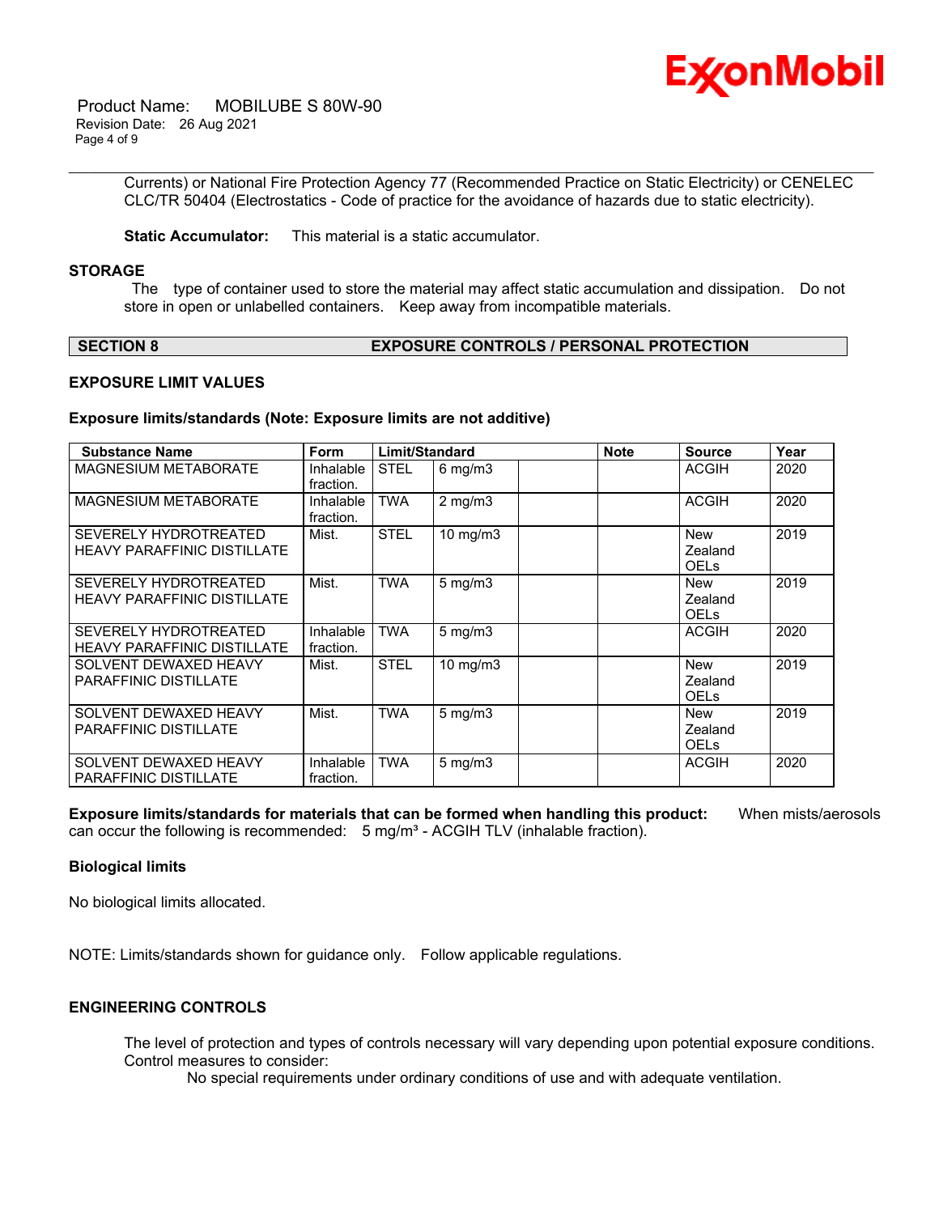Currents) or National Fire Protection Agency 77 (Recommended Practice on Static Electricity) or CENELEC CLC/TR 50404 (Electrostatics - Code of practice for the avoidance of hazards due to static electricity).

**Static Accumulator:** This material is a static accumulator.

### STORAGE

The type of container used to store the material may affect static accumulation and dissipation. Do not store in open or unlabelled containers. Keep away from incompatible materials.

## SECTION 8 EXPOSURE CONTROLS / PERSONAL PROTECTION

### EXPOSURE LIMIT VALUES

**Exposure limits/standards (Note: Exposure limits are not additive)**

| Substance Name | Form | Limit/Standard | | | Note | Source | Year |
|---|---|---|---|---|---|---|---|
| MAGNESIUM METABORATE | Inhalable fraction. | STEL | 6 mg/m3 | | | ACGIH | 2020 |
| MAGNESIUM METABORATE | Inhalable fraction. | TWA | 2 mg/m3 | | | ACGIH | 2020 |
| SEVERELY HYDROTREATED HEAVY PARAFFINIC DISTILLATE | Mist. | STEL | 10 mg/m3 | | | New Zealand OELs | 2019 |
| SEVERELY HYDROTREATED HEAVY PARAFFINIC DISTILLATE | Mist. | TWA | 5 mg/m3 | | | New Zealand OELs | 2019 |
| SEVERELY HYDROTREATED HEAVY PARAFFINIC DISTILLATE | Inhalable fraction. | TWA | 5 mg/m3 | | | ACGIH | 2020 |
| SOLVENT DEWAXED HEAVY PARAFFINIC DISTILLATE | Mist. | STEL | 10 mg/m3 | | | New Zealand OELs | 2019 |
| SOLVENT DEWAXED HEAVY PARAFFINIC DISTILLATE | Mist. | TWA | 5 mg/m3 | | | New Zealand OELs | 2019 |
| SOLVENT DEWAXED HEAVY PARAFFINIC DISTILLATE | Inhalable fraction. | TWA | 5 mg/m3 | | | ACGIH | 2020 |

**Exposure limits/standards for materials that can be formed when handling this product:** When mists/aerosols can occur the following is recommended: 5 mg/m³ - ACGIH TLV (inhalable fraction).

### Biological limits

No biological limits allocated.

NOTE: Limits/standards shown for guidance only. Follow applicable regulations.

### ENGINEERING CONTROLS

The level of protection and types of controls necessary will vary depending upon potential exposure conditions. Control measures to consider:

No special requirements under ordinary conditions of use and with adequate ventilation.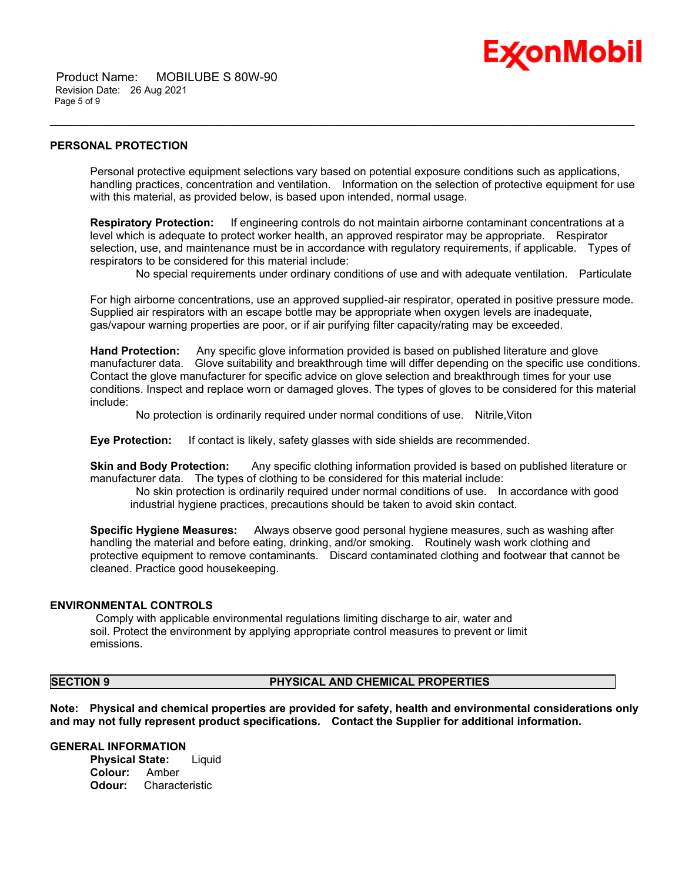## PERSONAL PROTECTION

Personal protective equipment selections vary based on potential exposure conditions such as applications, handling practices, concentration and ventilation. Information on the selection of protective equipment for use with this material, as provided below, is based upon intended, normal usage.

**Respiratory Protection:** If engineering controls do not maintain airborne contaminant concentrations at a level which is adequate to protect worker health, an approved respirator may be appropriate. Respirator selection, use, and maintenance must be in accordance with regulatory requirements, if applicable. Types of respirators to be considered for this material include:

No special requirements under ordinary conditions of use and with adequate ventilation. Particulate

For high airborne concentrations, use an approved supplied-air respirator, operated in positive pressure mode. Supplied air respirators with an escape bottle may be appropriate when oxygen levels are inadequate, gas/vapour warning properties are poor, or if air purifying filter capacity/rating may be exceeded.

**Hand Protection:** Any specific glove information provided is based on published literature and glove manufacturer data. Glove suitability and breakthrough time will differ depending on the specific use conditions. Contact the glove manufacturer for specific advice on glove selection and breakthrough times for your use conditions. Inspect and replace worn or damaged gloves. The types of gloves to be considered for this material include:

No protection is ordinarily required under normal conditions of use. Nitrile,Viton

**Eye Protection:** If contact is likely, safety glasses with side shields are recommended.

**Skin and Body Protection:** Any specific clothing information provided is based on published literature or manufacturer data. The types of clothing to be considered for this material include:

No skin protection is ordinarily required under normal conditions of use. In accordance with good industrial hygiene practices, precautions should be taken to avoid skin contact.

**Specific Hygiene Measures:** Always observe good personal hygiene measures, such as washing after handling the material and before eating, drinking, and/or smoking. Routinely wash work clothing and protective equipment to remove contaminants. Discard contaminated clothing and footwear that cannot be cleaned. Practice good housekeeping.

## ENVIRONMENTAL CONTROLS

Comply with applicable environmental regulations limiting discharge to air, water and soil. Protect the environment by applying appropriate control measures to prevent or limit emissions.

## SECTION 9 PHYSICAL AND CHEMICAL PROPERTIES

**Note: Physical and chemical properties are provided for safety, health and environmental considerations only and may not fully represent product specifications. Contact the Supplier for additional information.**

### GENERAL INFORMATION

**Physical State:** Liquid
**Colour:** Amber
**Odour:** Characteristic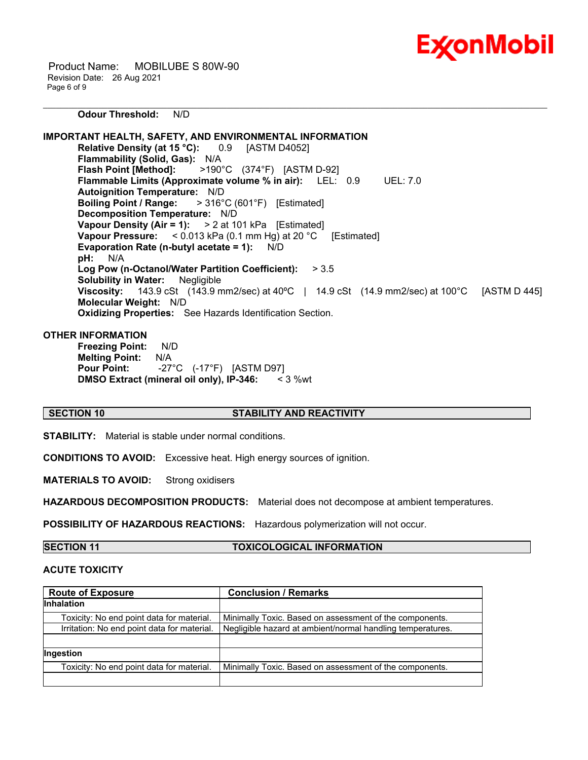**Odour Threshold:** N/D

**IMPORTANT HEALTH, SAFETY, AND ENVIRONMENTAL INFORMATION**

**Relative Density (at 15 °C):** 0.9 [ASTM D4052]
**Flammability (Solid, Gas):** N/A
**Flash Point [Method]:** >190°C (374°F) [ASTM D-92]
**Flammable Limits (Approximate volume % in air):** LEL: 0.9 UEL: 7.0
**Autoignition Temperature:** N/D
**Boiling Point / Range:** > 316°C (601°F) [Estimated]
**Decomposition Temperature:** N/D
**Vapour Density (Air = 1):** > 2 at 101 kPa [Estimated]
**Vapour Pressure:** < 0.013 kPa (0.1 mm Hg) at 20 °C [Estimated]
**Evaporation Rate (n-butyl acetate = 1):** N/D
**pH:** N/A
**Log Pow (n-Octanol/Water Partition Coefficient):** > 3.5
**Solubility in Water:** Negligible
**Viscosity:** 143.9 cSt (143.9 mm2/sec) at 40ºC | 14.9 cSt (14.9 mm2/sec) at 100°C [ASTM D 445]
**Molecular Weight:** N/D
**Oxidizing Properties:** See Hazards Identification Section.

**OTHER INFORMATION**

**Freezing Point:** N/D
**Melting Point:** N/A
**Pour Point:** -27°C (-17°F) [ASTM D97]
**DMSO Extract (mineral oil only), IP-346:** < 3 %wt

## SECTION 10 STABILITY AND REACTIVITY

**STABILITY:** Material is stable under normal conditions.

**CONDITIONS TO AVOID:** Excessive heat. High energy sources of ignition.

**MATERIALS TO AVOID:** Strong oxidisers

**HAZARDOUS DECOMPOSITION PRODUCTS:** Material does not decompose at ambient temperatures.

**POSSIBILITY OF HAZARDOUS REACTIONS:** Hazardous polymerization will not occur.

## SECTION 11 TOXICOLOGICAL INFORMATION

**ACUTE TOXICITY**

| Route of Exposure | Conclusion / Remarks |
|---|---|
| **Inhalation** | |
| Toxicity: No end point data for material. | Minimally Toxic. Based on assessment of the components. |
| Irritation: No end point data for material. | Negligible hazard at ambient/normal handling temperatures. |
| | |
| **Ingestion** | |
| Toxicity: No end point data for material. | Minimally Toxic. Based on assessment of the components. |
| | |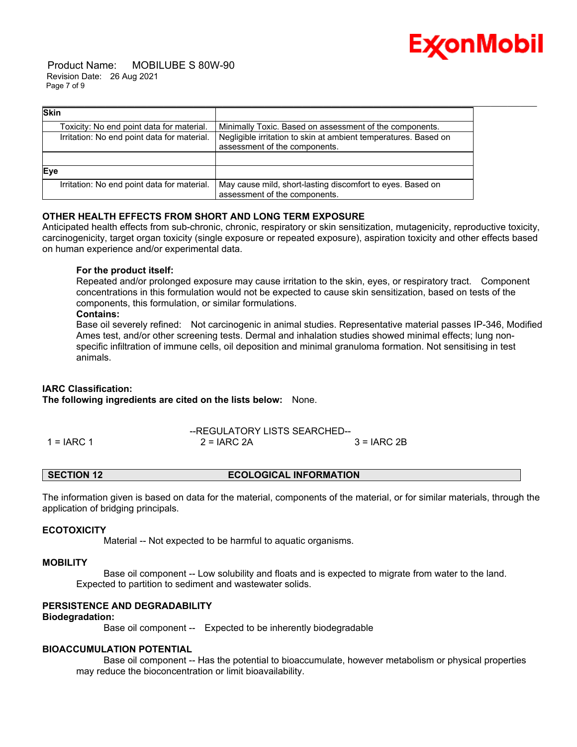| Skin | |
|---|---|
| Toxicity: No end point data for material. | Minimally Toxic. Based on assessment of the components. |
| Irritation: No end point data for material. | Negligible irritation to skin at ambient temperatures. Based on assessment of the components. |
| | |
| **Eye** | |
| Irritation: No end point data for material. | May cause mild, short-lasting discomfort to eyes. Based on assessment of the components. |

### OTHER HEALTH EFFECTS FROM SHORT AND LONG TERM EXPOSURE

Anticipated health effects from sub-chronic, chronic, respiratory or skin sensitization, mutagenicity, reproductive toxicity, carcinogenicity, target organ toxicity (single exposure or repeated exposure), aspiration toxicity and other effects based on human experience and/or experimental data.

**For the product itself:**
Repeated and/or prolonged exposure may cause irritation to the skin, eyes, or respiratory tract. Component concentrations in this formulation would not be expected to cause skin sensitization, based on tests of the components, this formulation, or similar formulations.
**Contains:**
Base oil severely refined: Not carcinogenic in animal studies. Representative material passes IP-346, Modified Ames test, and/or other screening tests. Dermal and inhalation studies showed minimal effects; lung non-specific infiltration of immune cells, oil deposition and minimal granuloma formation. Not sensitising in test animals.

**IARC Classification:**
**The following ingredients are cited on the lists below:** None.

--REGULATORY LISTS SEARCHED--

| 1 = IARC 1 | 2 = IARC 2A | 3 = IARC 2B |
|---|---|---|

## SECTION 12 ECOLOGICAL INFORMATION

The information given is based on data for the material, components of the material, or for similar materials, through the application of bridging principals.

### ECOTOXICITY

Material -- Not expected to be harmful to aquatic organisms.

### MOBILITY

Base oil component -- Low solubility and floats and is expected to migrate from water to the land. Expected to partition to sediment and wastewater solids.

### PERSISTENCE AND DEGRADABILITY

**Biodegradation:**

Base oil component -- Expected to be inherently biodegradable

### BIOACCUMULATION POTENTIAL

Base oil component -- Has the potential to bioaccumulate, however metabolism or physical properties may reduce the bioconcentration or limit bioavailability.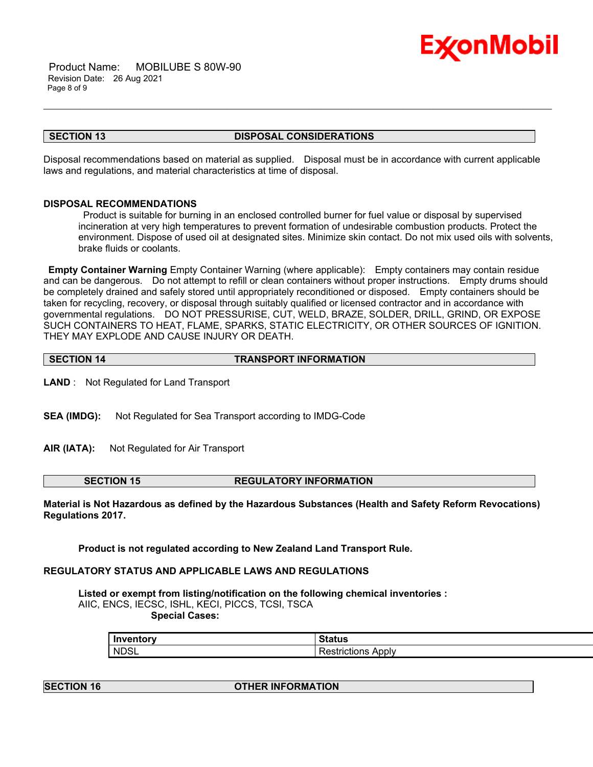## SECTION 13 DISPOSAL CONSIDERATIONS

Disposal recommendations based on material as supplied. Disposal must be in accordance with current applicable laws and regulations, and material characteristics at time of disposal.

### DISPOSAL RECOMMENDATIONS

Product is suitable for burning in an enclosed controlled burner for fuel value or disposal by supervised incineration at very high temperatures to prevent formation of undesirable combustion products. Protect the environment. Dispose of used oil at designated sites. Minimize skin contact. Do not mix used oils with solvents, brake fluids or coolants.

**Empty Container Warning** Empty Container Warning (where applicable): Empty containers may contain residue and can be dangerous. Do not attempt to refill or clean containers without proper instructions. Empty drums should be completely drained and safely stored until appropriately reconditioned or disposed. Empty containers should be taken for recycling, recovery, or disposal through suitably qualified or licensed contractor and in accordance with governmental regulations. DO NOT PRESSURISE, CUT, WELD, BRAZE, SOLDER, DRILL, GRIND, OR EXPOSE SUCH CONTAINERS TO HEAT, FLAME, SPARKS, STATIC ELECTRICITY, OR OTHER SOURCES OF IGNITION. THEY MAY EXPLODE AND CAUSE INJURY OR DEATH.

## SECTION 14 TRANSPORT INFORMATION

**LAND** : Not Regulated for Land Transport

**SEA (IMDG):** Not Regulated for Sea Transport according to IMDG-Code

**AIR (IATA):** Not Regulated for Air Transport

## SECTION 15 REGULATORY INFORMATION

**Material is Not Hazardous as defined by the Hazardous Substances (Health and Safety Reform Revocations) Regulations 2017.**

**Product is not regulated according to New Zealand Land Transport Rule.**

### REGULATORY STATUS AND APPLICABLE LAWS AND REGULATIONS

**Listed or exempt from listing/notification on the following chemical inventories :**
AIIC, ENCS, IECSC, ISHL, KECI, PICCS, TCSI, TSCA

**Special Cases:**

| Inventory | Status |
|---|---|
| NDSL | Restrictions Apply |

## SECTION 16 OTHER INFORMATION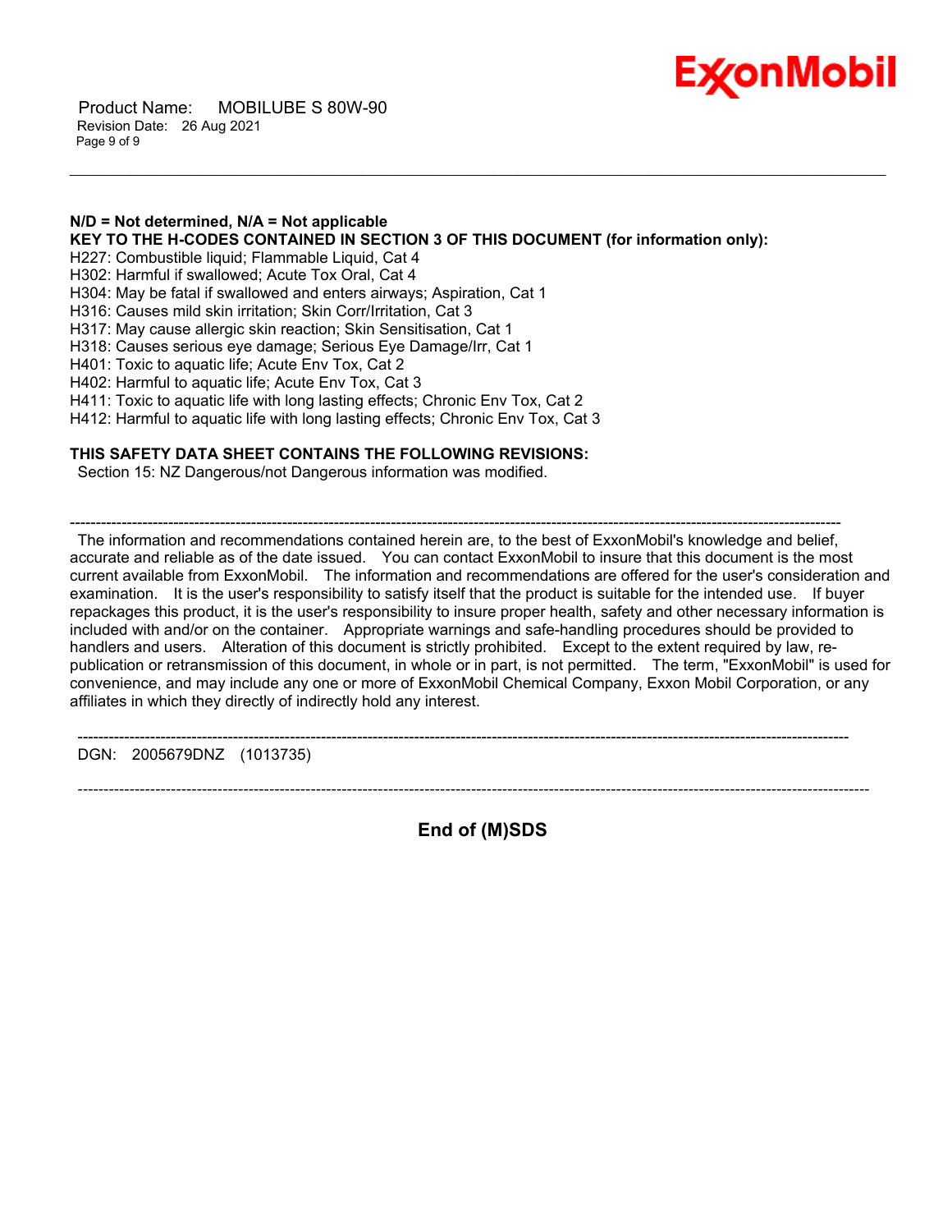**N/D = Not determined, N/A = Not applicable**

**KEY TO THE H-CODES CONTAINED IN SECTION 3 OF THIS DOCUMENT (for information only):**

H227: Combustible liquid; Flammable Liquid, Cat 4
H302: Harmful if swallowed; Acute Tox Oral, Cat 4
H304: May be fatal if swallowed and enters airways; Aspiration, Cat 1
H316: Causes mild skin irritation; Skin Corr/Irritation, Cat 3
H317: May cause allergic skin reaction; Skin Sensitisation, Cat 1
H318: Causes serious eye damage; Serious Eye Damage/Irr, Cat 1
H401: Toxic to aquatic life; Acute Env Tox, Cat 2
H402: Harmful to aquatic life; Acute Env Tox, Cat 3
H411: Toxic to aquatic life with long lasting effects; Chronic Env Tox, Cat 2
H412: Harmful to aquatic life with long lasting effects; Chronic Env Tox, Cat 3

**THIS SAFETY DATA SHEET CONTAINS THE FOLLOWING REVISIONS:**

Section 15: NZ Dangerous/not Dangerous information was modified.

---

The information and recommendations contained herein are, to the best of ExxonMobil's knowledge and belief, accurate and reliable as of the date issued. You can contact ExxonMobil to insure that this document is the most current available from ExxonMobil. The information and recommendations are offered for the user's consideration and examination. It is the user's responsibility to satisfy itself that the product is suitable for the intended use. If buyer repackages this product, it is the user's responsibility to insure proper health, safety and other necessary information is included with and/or on the container. Appropriate warnings and safe-handling procedures should be provided to handlers and users. Alteration of this document is strictly prohibited. Except to the extent required by law, re-publication or retransmission of this document, in whole or in part, is not permitted. The term, "ExxonMobil" is used for convenience, and may include any one or more of ExxonMobil Chemical Company, Exxon Mobil Corporation, or any affiliates in which they directly of indirectly hold any interest.

---

DGN: 2005679DNZ (1013735)

---

**End of (M)SDS**